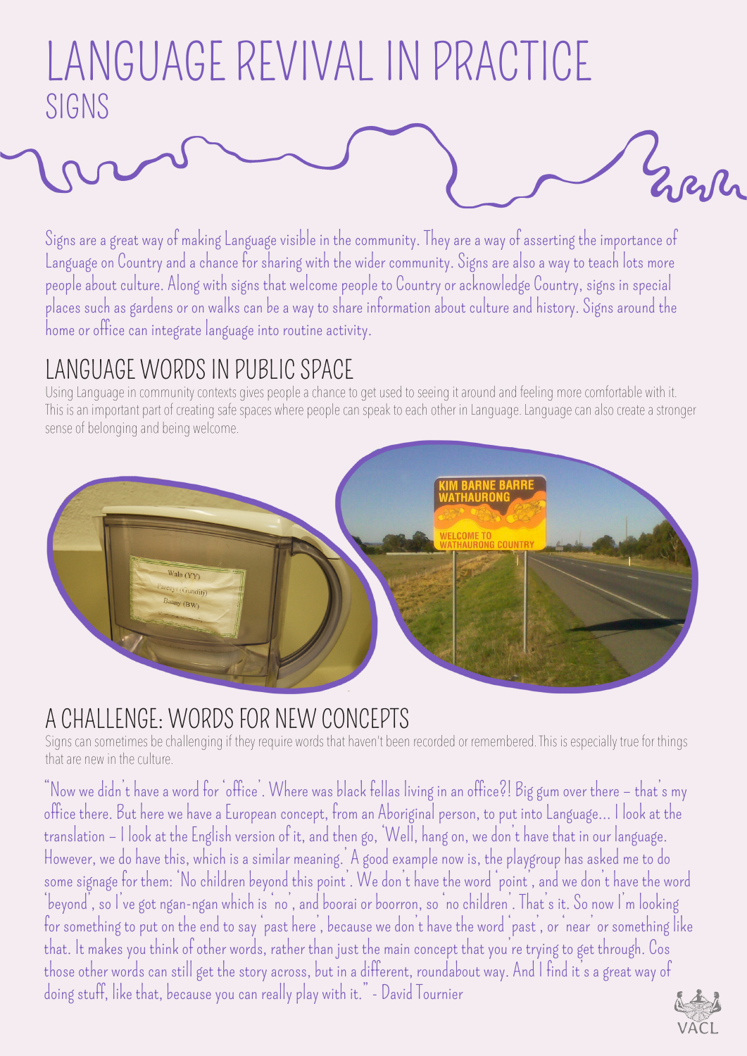# LANGUAGE REVIVAL IN PRACTICE

## SIGNS

Signs are a great way of making Language visible in the community. They are a way of asserting the importance of Language on Country and a chance for sharing with the wider community. Signs are also a way to teach lots more people about culture. Along with signs that welcome people to Country or acknowledge Country, signs in special places such as gardens or on walks can be a way to share information about culture and history. Signs around the home or office can integrate language into routine activity.

## LANGUAGE WORDS IN PUBLIC SPACE

Using Language in community contexts gives people a chance to get used to seeing it around and feeling more comfortable with it. This is an important part of creating safe spaces where people can speak to each other in Language. Language can also create a stronger sense of belonging and being welcome.

## A CHALLENGE: WORDS FOR NEW CONCEPTS

Signs can sometimes be challenging if they require words that haven't been recorded or remembered. This is especially true for things that are new in the culture.

"Now we didn't have a word for 'office'. Where was black fellas living in an office?! Big gum over there – that's my office there. But here we have a European concept, from an Aboriginal person, to put into Language... I look at the translation – I look at the English version of it, and then go, 'Well, hang on, we don't have that in our language. However, we do have this, which is a similar meaning.' A good example now is, the playgroup has asked me to do some signage for them: 'No children beyond this point'. We don't have the word 'point', and we don't have the word 'beyond', so I've got ngan-ngan which is 'no', and boorai or boorron, so 'no children'. That's it. So now I'm looking for something to put on the end to say 'past here', because we don't have the word 'past', or 'near' or something like that. It makes you think of other words, rather than just the main concept that you're trying to get through. Cos those other words can still get the story across, but in a different, roundabout way. And I find it's a great way of doing stuff, like that, because you can really play with it." - David Tournier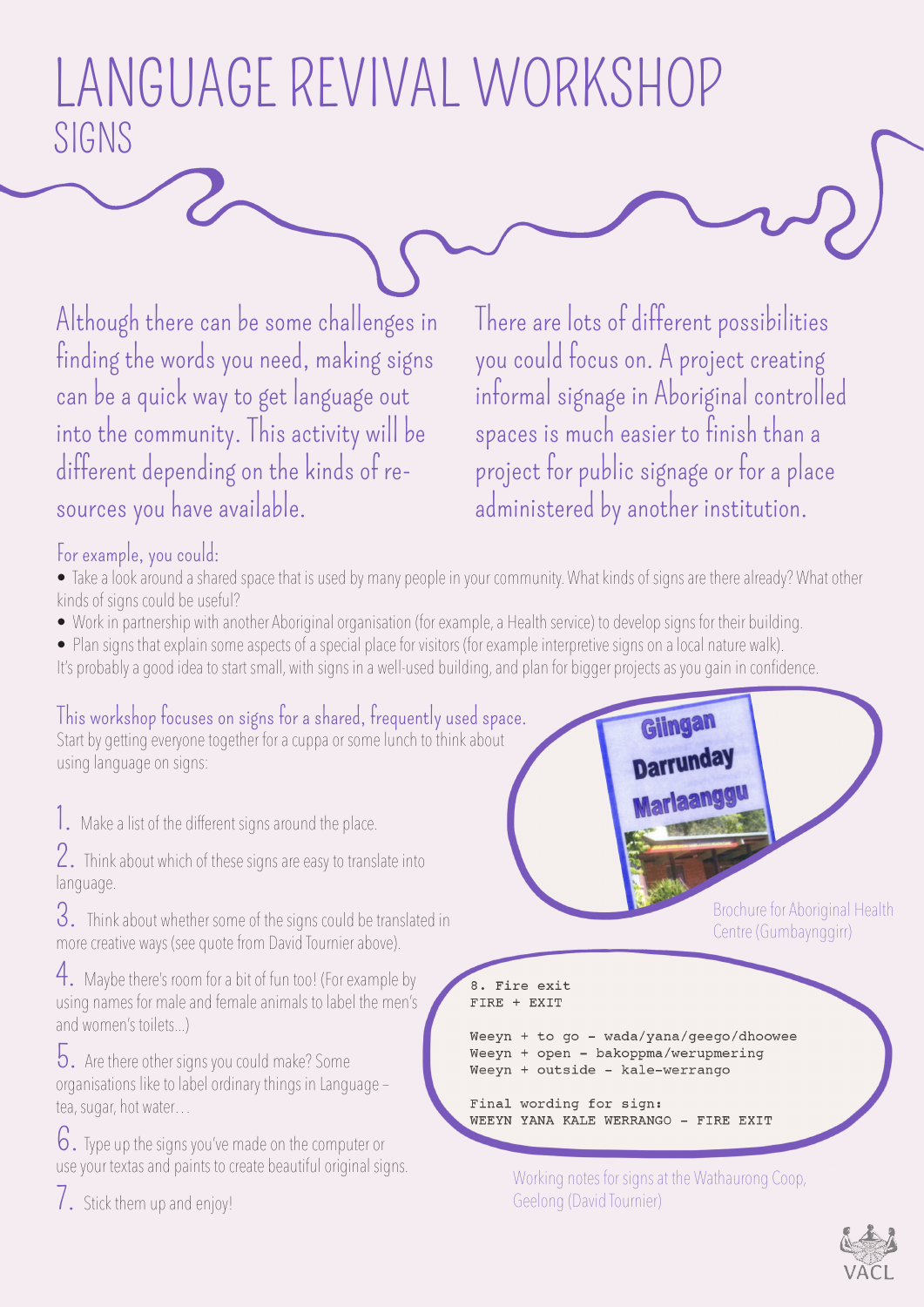# LANGUAGE REVIVAL WORKSHOP

## SIGNS

Although there can be some challenges in finding the words you need, making signs can be a quick way to get language out into the community. This activity will be different depending on the kinds of resources you have available.

There are lots of different possibilities you could focus on. A project creating informal signage in Aboriginal controlled spaces is much easier to finish than a project for public signage or for a place administered by another institution.

For example, you could:

- Take a look around a shared space that is used by many people in your community. What kinds of signs are there already? What other kinds of signs could be useful?
- Work in partnership with another Aboriginal organisation (for example, a Health service) to develop signs for their building.
- Plan signs that explain some aspects of a special place for visitors (for example interpretive signs on a local nature walk).

It's probably a good idea to start small, with signs in a well-used building, and plan for bigger projects as you gain in confidence.

### This workshop focuses on signs for a shared, frequently used space.

Start by getting everyone together for a cuppa or some lunch to think about using language on signs:

1. Make a list of the different signs around the place.
2. Think about which of these signs are easy to translate into language.
3. Think about whether some of the signs could be translated in more creative ways (see quote from David Tournier above).
4. Maybe there's room for a bit of fun too! (For example by using names for male and female animals to label the men's and women's toilets...)
5. Are there other signs you could make? Some organisations like to label ordinary things in Language – tea, sugar, hot water…
6. Type up the signs you've made on the computer or use your textas and paints to create beautiful original signs.
7. Stick them up and enjoy!

Giingan
Darrunday
Marlaanggu

Brochure for Aboriginal Health Centre (Gumbaynggirr)

```
8. Fire exit
FIRE + EXIT

Weeyn + to go - wada/yana/geego/dhoowee
Weeyn + open - bakoppma/werupmering
Weeyn + outside - kale-werrango

Final wording for sign:
WEEYN YANA KALE WERRANGO - FIRE EXIT
```

Working notes for signs at the Wathaurong Coop, Geelong (David Tournier)